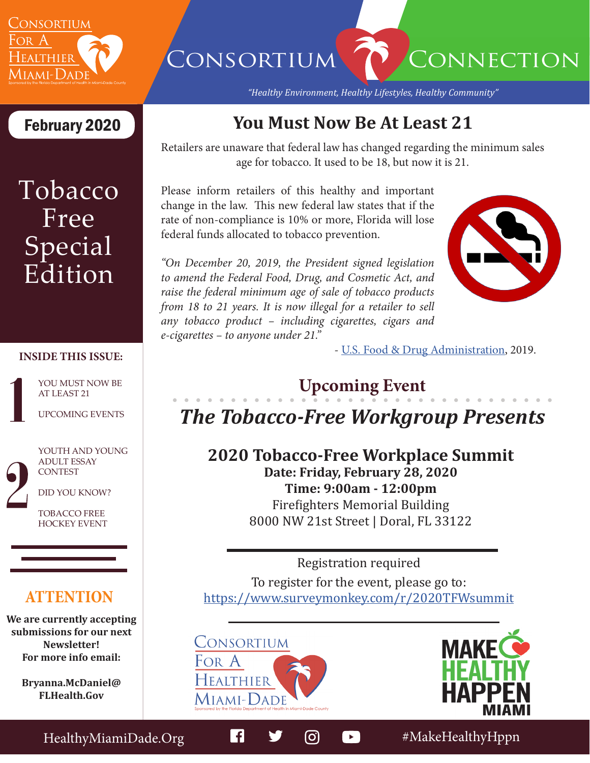# Consortium Connection

*"Healthy Environment, Healthy Lifestyles, Healthy Community"*

Consortium For A Healthier Miami-Dade
Sponsored by the Florida Department of Health in Miami-Dade County

**February 2020**

# Tobacco Free Special Edition

**INSIDE THIS ISSUE:**

1. YOU MUST NOW BE AT LEAST 21
   UPCOMING EVENTS
2. YOUTH AND YOUNG ADULT ESSAY CONTEST
   DID YOU KNOW?
   TOBACCO FREE HOCKEY EVENT

## ATTENTION

**We are currently accepting submissions for our next Newsletter! For more info email:**

**Bryanna.McDaniel@FLHealth.Gov**

## You Must Now Be At Least 21

Retailers are unaware that federal law has changed regarding the minimum sales age for tobacco. It used to be 18, but now it is 21.

Please inform retailers of this healthy and important change in the law. This new federal law states that if the rate of non-compliance is 10% or more, Florida will lose federal funds allocated to tobacco prevention.

*"On December 20, 2019, the President signed legislation to amend the Federal Food, Drug, and Cosmetic Act, and raise the federal minimum age of sale of tobacco products from 18 to 21 years. It is now illegal for a retailer to sell any tobacco product – including cigarettes, cigars and e-cigarettes – to anyone under 21."*

\- U.S. Food & Drug Administration, 2019.

## Upcoming Event

### *The Tobacco-Free Workgroup Presents*

**2020 Tobacco-Free Workplace Summit**
**Date: Friday, February 28, 2020**
**Time: 9:00am - 12:00pm**
Firefighters Memorial Building
8000 NW 21st Street | Doral, FL 33122

Registration required
To register for the event, please go to:
https://www.surveymonkey.com/r/2020TFWsummit

Consortium For A Healthier Miami-Dade
Sponsored by the Florida Department of Health in Miami-Dade County

MAKE HEALTHY HAPPEN MIAMI

HealthyMiamiDade.Org #MakeHealthyHppn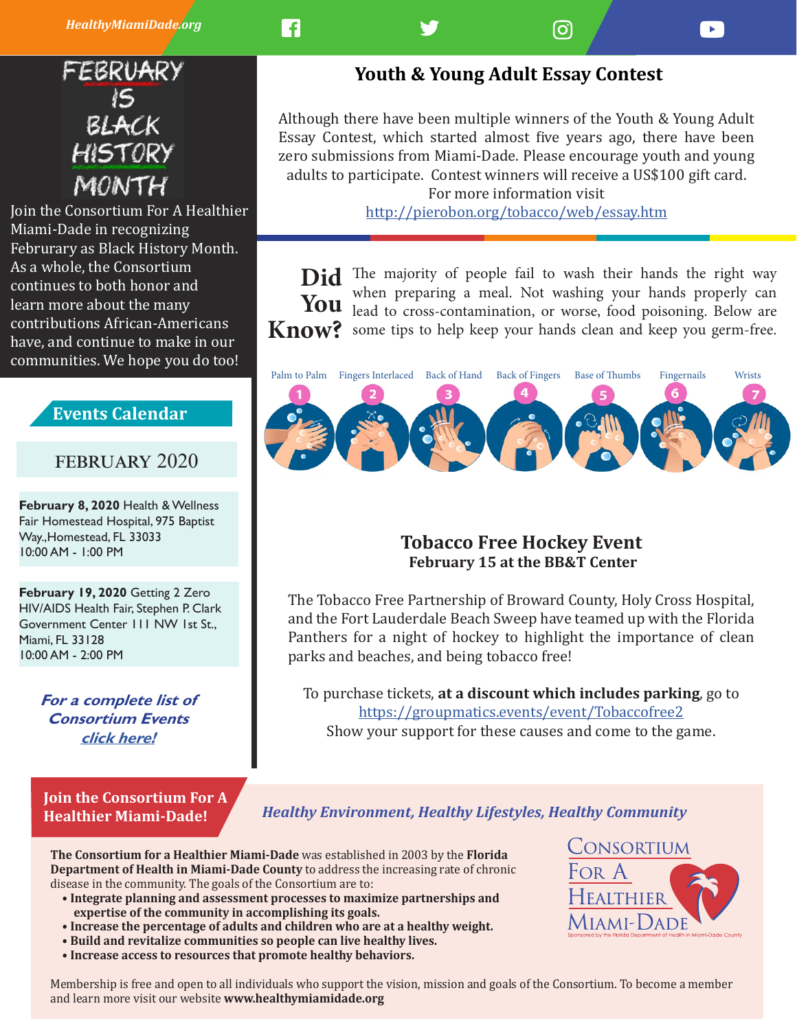HealthyMiamiDade.org

FEBRUARY IS BLACK HISTORY MONTH

Join the Consortium For A Healthier Miami-Dade in recognizing Februrary as Black History Month. As a whole, the Consortium continues to both honor and learn more about the many contributions African-Americans have, and continue to make in our communities. We hope you do too!

## Events Calendar

### FEBRUARY 2020

**February 8, 2020** Health & Wellness Fair Homestead Hospital, 975 Baptist Way.,Homestead, FL 33033
10:00 AM - 1:00 PM

**February 19, 2020** Getting 2 Zero HIV/AIDS Health Fair, Stephen P. Clark Government Center 111 NW 1st St., Miami, FL 33128
10:00 AM - 2:00 PM

***For a complete list of Consortium Events click here!***

## Youth & Young Adult Essay Contest

Although there have been multiple winners of the Youth & Young Adult Essay Contest, which started almost five years ago, there have been zero submissions from Miami-Dade. Please encourage youth and young adults to participate. Contest winners will receive a US$100 gift card. For more information visit http://pierobon.org/tobacco/web/essay.htm

## Did You Know?

The majority of people fail to wash their hands the right way when preparing a meal. Not washing your hands properly can lead to cross-contamination, or worse, food poisoning. Below are some tips to help keep your hands clean and keep you germ-free.

1. Palm to Palm
2. Fingers Interlaced
3. Back of Hand
4. Back of Fingers
5. Base of Thumbs
6. Fingernails
7. Wrists

## Tobacco Free Hockey Event

**February 15 at the BB&T Center**

The Tobacco Free Partnership of Broward County, Holy Cross Hospital, and the Fort Lauderdale Beach Sweep have teamed up with the Florida Panthers for a night of hockey to highlight the importance of clean parks and beaches, and being tobacco free!

To purchase tickets, **at a discount which includes parking**, go to https://groupmatics.events/event/Tobaccofree2
Show your support for these causes and come to the game.

## Join the Consortium For A Healthier Miami-Dade!

***Healthy Environment, Healthy Lifestyles, Healthy Community***

**The Consortium for a Healthier Miami-Dade** was established in 2003 by the **Florida Department of Health in Miami-Dade County** to address the increasing rate of chronic disease in the community. The goals of the Consortium are to:

- **Integrate planning and assessment processes to maximize partnerships and expertise of the community in accomplishing its goals.**
- **Increase the percentage of adults and children who are at a healthy weight.**
- **Build and revitalize communities so people can live healthy lives.**
- **Increase access to resources that promote healthy behaviors.**

Consortium For A Healthier Miami-Dade
Sponsored by the Florida Department of Health in Miami-Dade County

Membership is free and open to all individuals who support the vision, mission and goals of the Consortium. To become a member and learn more visit our website **www.healthymiamidade.org**